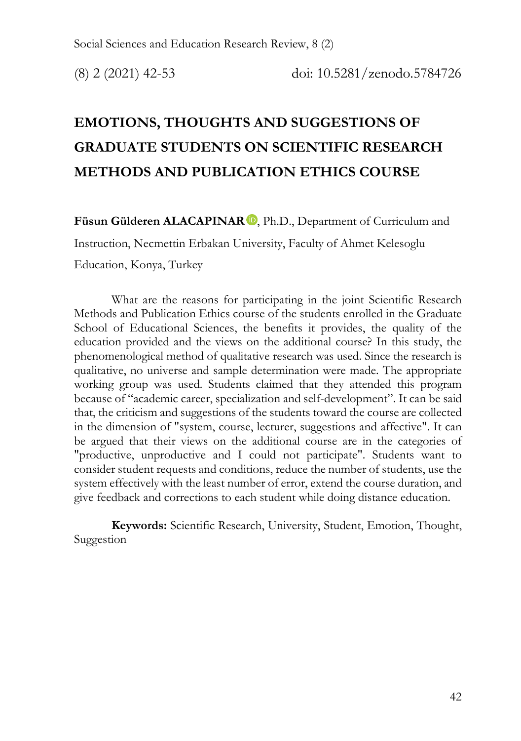# EMOTIONS, THOUGHTS AND SUGGESTIONS OF GRADUATE STUDENTS ON SCIENTIFIC RESEARCH METHODS AND PUBLICATION ETHICS COURSE

**Füsun Gülderen ALACAPINAR**, Ph.D., Department of Curriculum and Instruction, Necmettin Erbakan University, Faculty of Ahmet Kelesoglu Education, Konya, Turkey

What are the reasons for participating in the joint Scientific Research Methods and Publication Ethics course of the students enrolled in the Graduate School of Educational Sciences, the benefits it provides, the quality of the education provided and the views on the additional course? In this study, the phenomenological method of qualitative research was used. Since the research is qualitative, no universe and sample determination were made. The appropriate working group was used. Students claimed that they attended this program because of "academic career, specialization and self-development". It can be said that, the criticism and suggestions of the students toward the course are collected in the dimension of "system, course, lecturer, suggestions and affective". It can be argued that their views on the additional course are in the categories of "productive, unproductive and I could not participate". Students want to consider student requests and conditions, reduce the number of students, use the system effectively with the least number of error, extend the course duration, and give feedback and corrections to each student while doing distance education.

**Keywords:** Scientific Research, University, Student, Emotion, Thought, Suggestion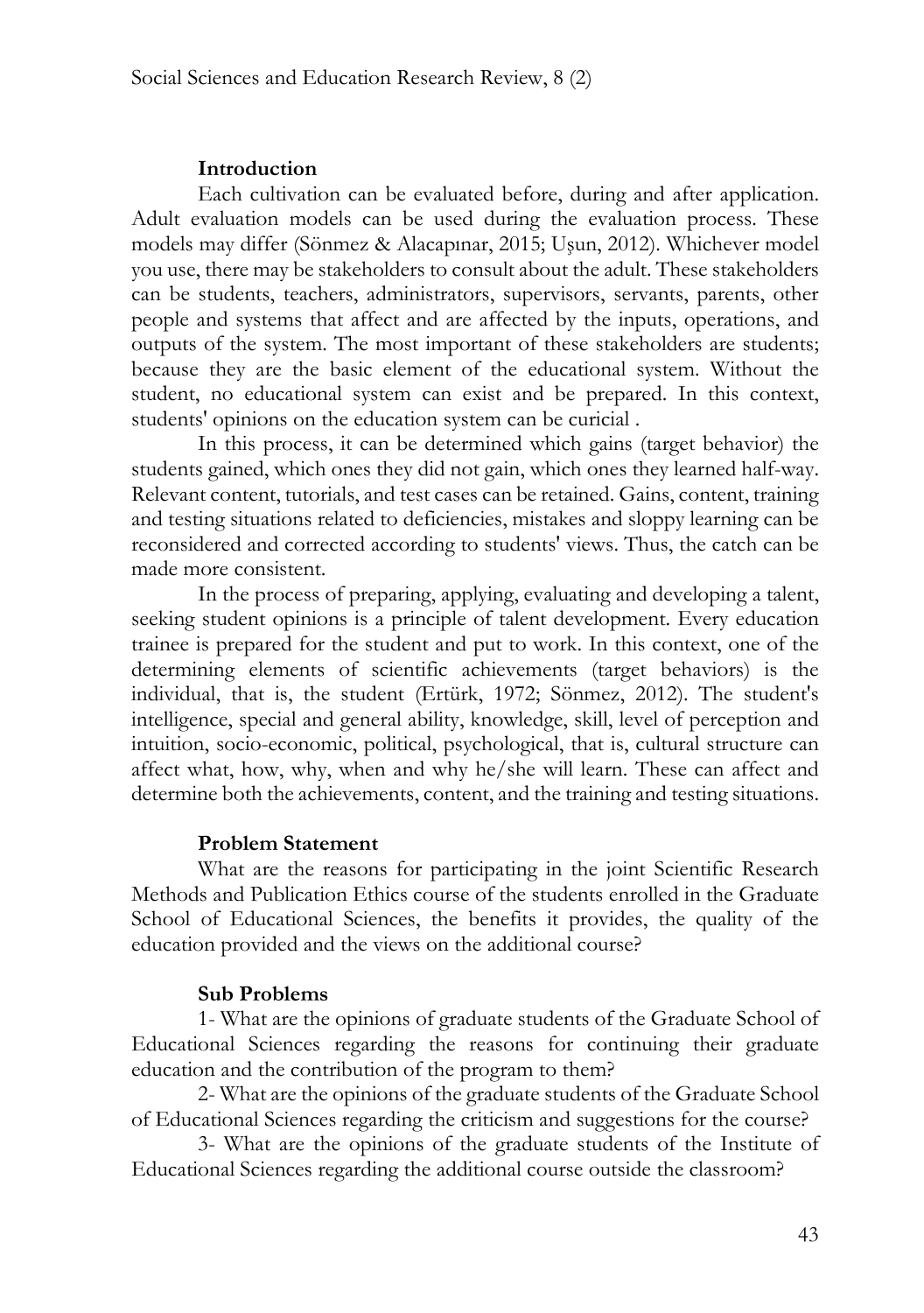## Introduction

Each cultivation can be evaluated before, during and after application. Adult evaluation models can be used during the evaluation process. These models may differ (Sönmez & Alacapınar, 2015; Uşun, 2012). Whichever model you use, there may be stakeholders to consult about the adult. These stakeholders can be students, teachers, administrators, supervisors, servants, parents, other people and systems that affect and are affected by the inputs, operations, and outputs of the system. The most important of these stakeholders are students; because they are the basic element of the educational system. Without the student, no educational system can exist and be prepared. In this context, students' opinions on the education system can be curicial .

In this process, it can be determined which gains (target behavior) the students gained, which ones they did not gain, which ones they learned half-way. Relevant content, tutorials, and test cases can be retained. Gains, content, training and testing situations related to deficiencies, mistakes and sloppy learning can be reconsidered and corrected according to students' views. Thus, the catch can be made more consistent.

In the process of preparing, applying, evaluating and developing a talent, seeking student opinions is a principle of talent development. Every education trainee is prepared for the student and put to work. In this context, one of the determining elements of scientific achievements (target behaviors) is the individual, that is, the student (Ertürk, 1972; Sönmez, 2012). The student's intelligence, special and general ability, knowledge, skill, level of perception and intuition, socio-economic, political, psychological, that is, cultural structure can affect what, how, why, when and why he/she will learn. These can affect and determine both the achievements, content, and the training and testing situations.

## Problem Statement

What are the reasons for participating in the joint Scientific Research Methods and Publication Ethics course of the students enrolled in the Graduate School of Educational Sciences, the benefits it provides, the quality of the education provided and the views on the additional course?

## Sub Problems

1- What are the opinions of graduate students of the Graduate School of Educational Sciences regarding the reasons for continuing their graduate education and the contribution of the program to them?

2- What are the opinions of the graduate students of the Graduate School of Educational Sciences regarding the criticism and suggestions for the course?

3- What are the opinions of the graduate students of the Institute of Educational Sciences regarding the additional course outside the classroom?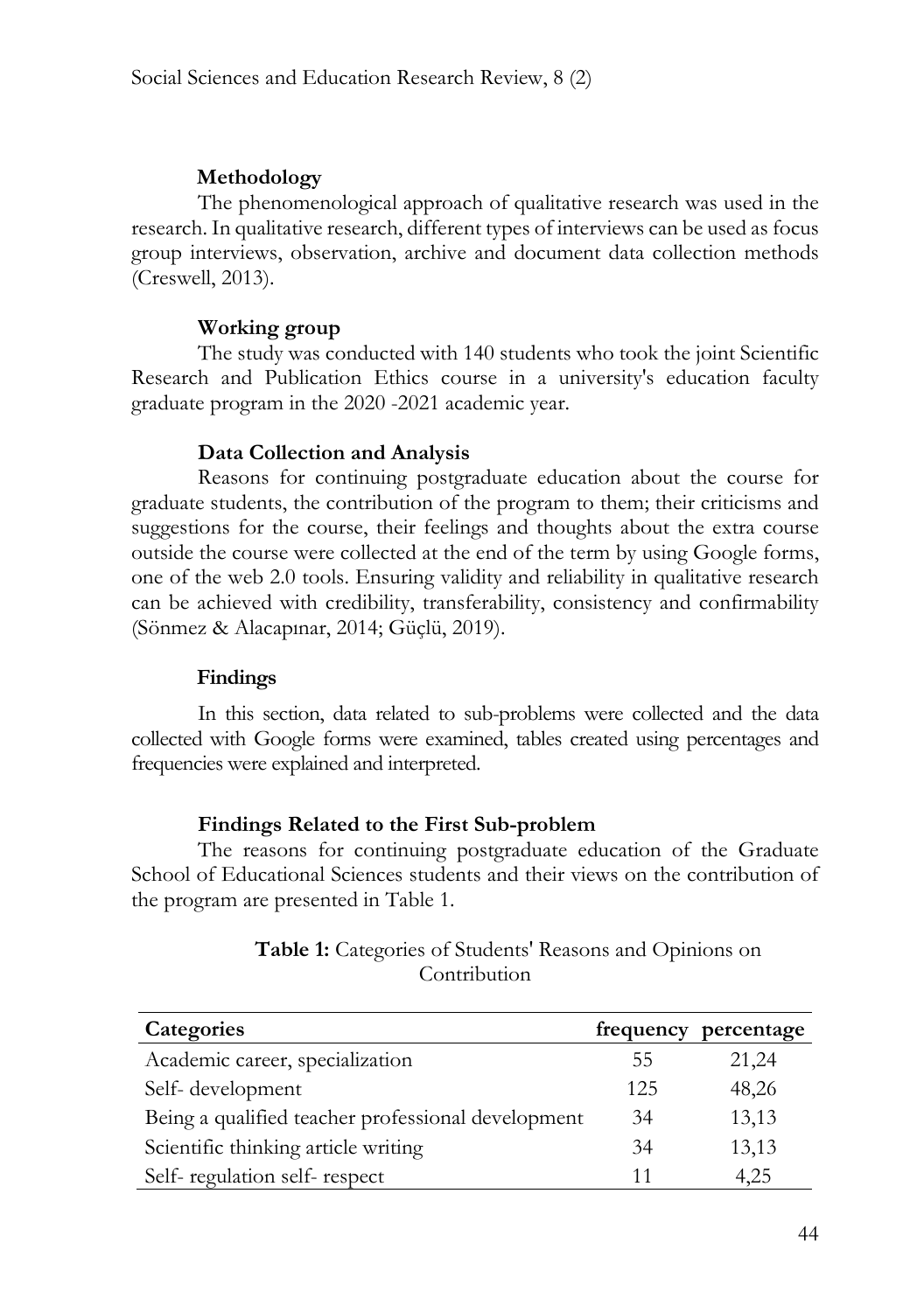## Methodology

The phenomenological approach of qualitative research was used in the research. In qualitative research, different types of interviews can be used as focus group interviews, observation, archive and document data collection methods (Creswell, 2013).

## Working group

The study was conducted with 140 students who took the joint Scientific Research and Publication Ethics course in a university's education faculty graduate program in the 2020 -2021 academic year.

## Data Collection and Analysis

Reasons for continuing postgraduate education about the course for graduate students, the contribution of the program to them; their criticisms and suggestions for the course, their feelings and thoughts about the extra course outside the course were collected at the end of the term by using Google forms, one of the web 2.0 tools. Ensuring validity and reliability in qualitative research can be achieved with credibility, transferability, consistency and confirmability (Sönmez & Alacapınar, 2014; Güçlü, 2019).

## Findings

In this section, data related to sub-problems were collected and the data collected with Google forms were examined, tables created using percentages and frequencies were explained and interpreted.

### Findings Related to the First Sub-problem

The reasons for continuing postgraduate education of the Graduate School of Educational Sciences students and their views on the contribution of the program are presented in Table 1.

**Table 1:** Categories of Students' Reasons and Opinions on Contribution

| Categories | frequency | percentage |
|---|---|---|
| Academic career, specialization | 55 | 21,24 |
| Self- development | 125 | 48,26 |
| Being a qualified teacher professional development | 34 | 13,13 |
| Scientific thinking article writing | 34 | 13,13 |
| Self- regulation self- respect | 11 | 4,25 |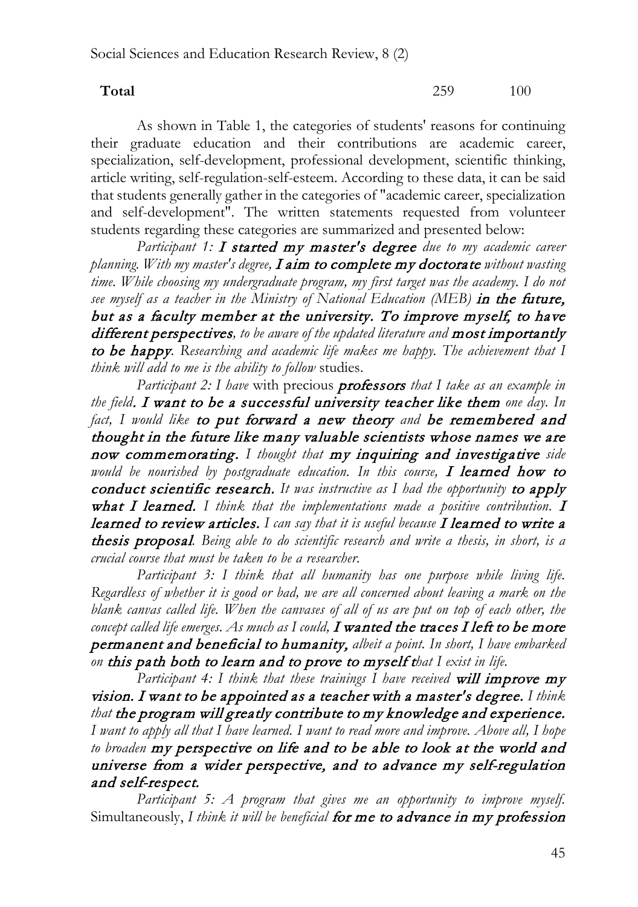| **Total** | 259 | 100 |
|---|---|---|

As shown in Table 1, the categories of students' reasons for continuing their graduate education and their contributions are academic career, specialization, self-development, professional development, scientific thinking, article writing, self-regulation-self-esteem. According to these data, it can be said that students generally gather in the categories of "academic career, specialization and self-development". The written statements requested from volunteer students regarding these categories are summarized and presented below:

*Participant 1:* ***I started my master's degree*** *due to my academic career planning. With my master's degree,* ***I aim to complete my doctorate*** *without wasting time. While choosing my undergraduate program, my first target was the academy. I do not see myself as a teacher in the Ministry of National Education (MEB)* ***in the future, but as a faculty member at the university. To improve myself, to have different perspectives****, to be aware of the updated literature and* ***most importantly to be happy****. Researching and academic life makes me happy. The achievement that I think will add to me is the ability to follow* studies.

*Participant 2: I have* with precious ***professors*** *that I take as an example in the field*. ***I want to be a successful university teacher like them*** *one day. In fact, I would like* ***to put forward a new theory*** *and* ***be remembered and thought in the future like many valuable scientists whose names we are now commemorating.*** *I thought that* ***my inquiring and investigative*** *side would be nourished by postgraduate education. In this course,* ***I learned how to conduct scientific research.*** *It was instructive as I had the opportunity* ***to apply what I learned.*** *I think that the implementations made a positive contribution.* ***I learned to review articles.*** *I can say that it is useful because* ***I learned to write a thesis proposal****. Being able to do scientific research and write a thesis, in short, is a crucial course that must be taken to be a researcher.*

*Participant 3: I think that all humanity has one purpose while living life. Regardless of whether it is good or bad, we are all concerned about leaving a mark on the blank canvas called life. When the canvases of all of us are put on top of each other, the concept called life emerges. As much as I could,* ***I wanted the traces I left to be more permanent and beneficial to humanity,*** *albeit a point. In short, I have embarked on* ***this path both to learn and to prove to myself t****hat I exist in life.*

*Participant 4: I think that these trainings I have received* ***will improve my vision. I want to be appointed as a teacher with a master's degree.*** *I think that* ***the program will greatly contribute to my knowledge and experience.*** *I want to apply all that I have learned. I want to read more and improve. Above all, I hope to broaden* ***my perspective on life and to be able to look at the world and universe from a wider perspective, and to advance my self-regulation and self-respect.***

*Participant 5: A program that gives me an opportunity to improve myself.* Simultaneously, *I think it will be beneficial* ***for me to advance in my profession***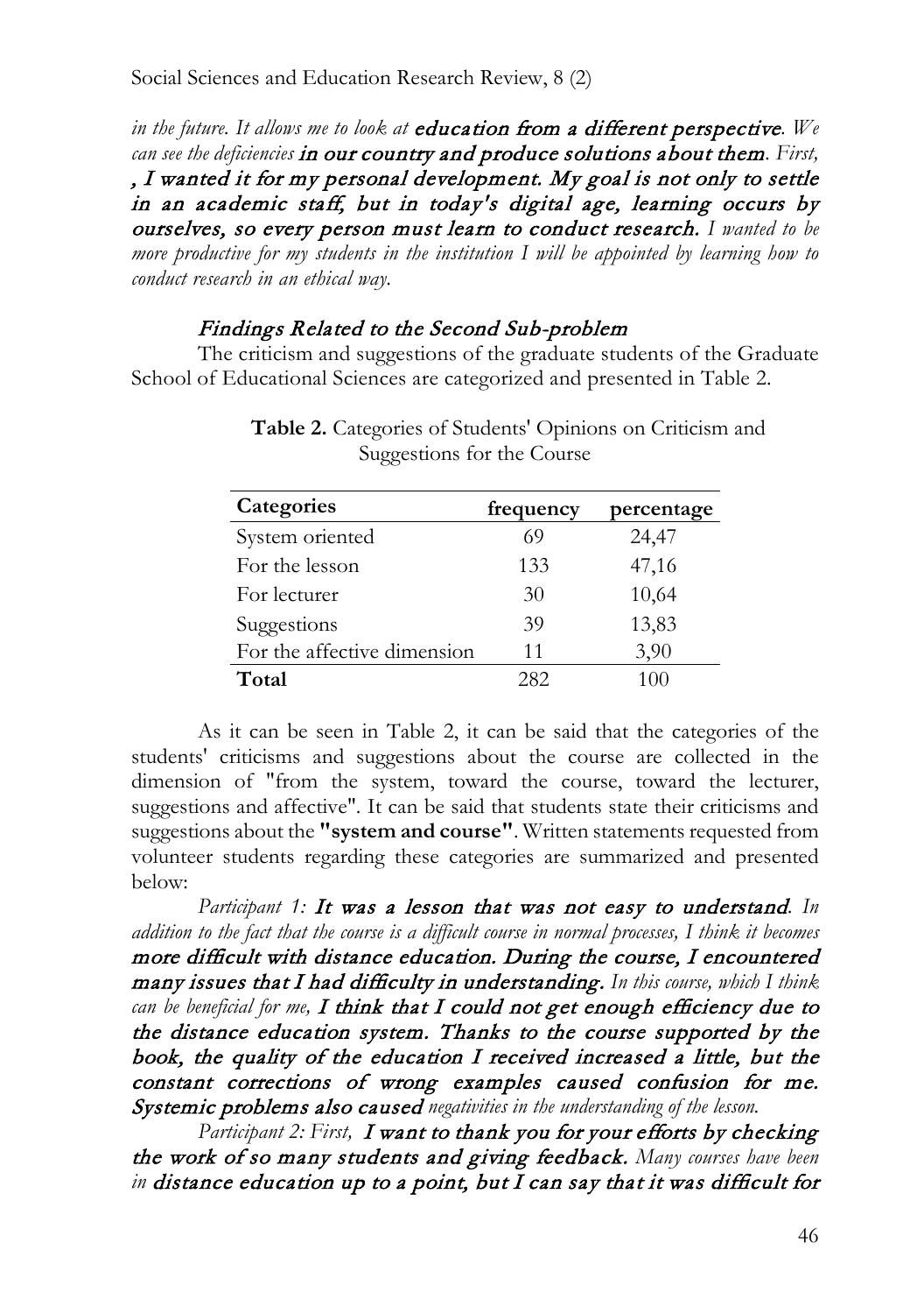*in the future. It allows me to look at education from a different perspective. We can see the deficiencies in our country and produce solutions about them. First, , I wanted it for my personal development. My goal is not only to settle in an academic staff, but in today's digital age, learning occurs by ourselves, so every person must learn to conduct research. I wanted to be more productive for my students in the institution I will be appointed by learning how to conduct research in an ethical way.*

### *Findings Related to the Second Sub-problem*

The criticism and suggestions of the graduate students of the Graduate School of Educational Sciences are categorized and presented in Table 2.

**Table 2.** Categories of Students' Opinions on Criticism and Suggestions for the Course

| Categories | frequency | percentage |
|---|---|---|
| System oriented | 69 | 24,47 |
| For the lesson | 133 | 47,16 |
| For lecturer | 30 | 10,64 |
| Suggestions | 39 | 13,83 |
| For the affective dimension | 11 | 3,90 |
| **Total** | 282 | 100 |

As it can be seen in Table 2, it can be said that the categories of the students' criticisms and suggestions about the course are collected in the dimension of "from the system, toward the course, toward the lecturer, suggestions and affective". It can be said that students state their criticisms and suggestions about the **"system and course"**. Written statements requested from volunteer students regarding these categories are summarized and presented below:

*Participant 1: It was a lesson that was not easy to understand. In addition to the fact that the course is a difficult course in normal processes, I think it becomes more difficult with distance education. During the course, I encountered many issues that I had difficulty in understanding. In this course, which I think can be beneficial for me, I think that I could not get enough efficiency due to the distance education system. Thanks to the course supported by the book, the quality of the education I received increased a little, but the constant corrections of wrong examples caused confusion for me. Systemic problems also caused negativities in the understanding of the lesson.*

*Participant 2: First, I want to thank you for your efforts by checking the work of so many students and giving feedback. Many courses have been in distance education up to a point, but I can say that it was difficult for*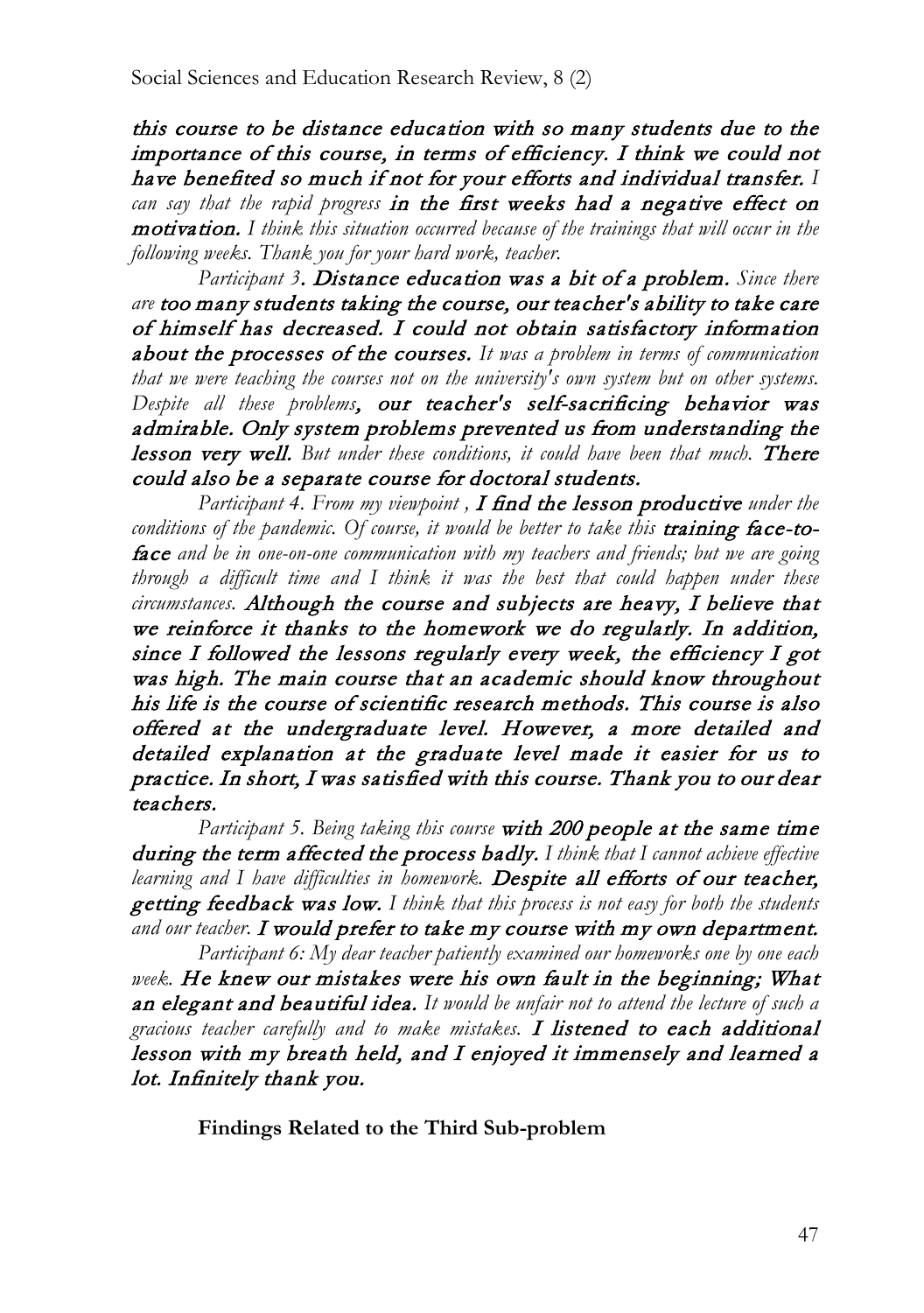*this course to be distance education with so many students due to the importance of this course, in terms of efficiency. I think we could not have benefited so much if not for your efforts and individual transfer. I can say that the rapid progress in the first weeks had a negative effect on motivation. I think this situation occurred because of the trainings that will occur in the following weeks. Thank you for your hard work, teacher.*

*Participant 3. Distance education was a bit of a problem. Since there are too many students taking the course, our teacher's ability to take care of himself has decreased. I could not obtain satisfactory information about the processes of the courses. It was a problem in terms of communication that we were teaching the courses not on the university's own system but on other systems. Despite all these problems, our teacher's self-sacrificing behavior was admirable. Only system problems prevented us from understanding the lesson very well. But under these conditions, it could have been that much. There could also be a separate course for doctoral students.*

*Participant 4. From my viewpoint , I find the lesson productive under the conditions of the pandemic. Of course, it would be better to take this training face-to-face and be in one-on-one communication with my teachers and friends; but we are going through a difficult time and I think it was the best that could happen under these circumstances. Although the course and subjects are heavy, I believe that we reinforce it thanks to the homework we do regularly. In addition, since I followed the lessons regularly every week, the efficiency I got was high. The main course that an academic should know throughout his life is the course of scientific research methods. This course is also offered at the undergraduate level. However, a more detailed and detailed explanation at the graduate level made it easier for us to practice. In short, I was satisfied with this course. Thank you to our dear teachers.*

*Participant 5. Being taking this course with 200 people at the same time during the term affected the process badly. I think that I cannot achieve effective learning and I have difficulties in homework. Despite all efforts of our teacher, getting feedback was low. I think that this process is not easy for both the students and our teacher. I would prefer to take my course with my own department.*

*Participant 6: My dear teacher patiently examined our homeworks one by one each week. He knew our mistakes were his own fault in the beginning; What an elegant and beautiful idea. It would be unfair not to attend the lecture of such a gracious teacher carefully and to make mistakes. I listened to each additional lesson with my breath held, and I enjoyed it immensely and learned a lot. Infinitely thank you.*

**Findings Related to the Third Sub-problem**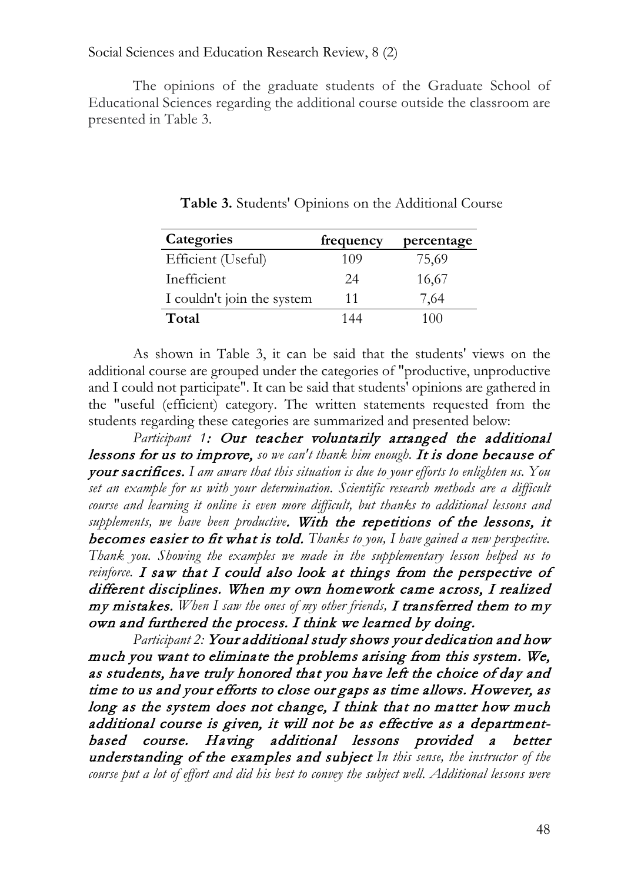The opinions of the graduate students of the Graduate School of Educational Sciences regarding the additional course outside the classroom are presented in Table 3.

**Table 3.** Students' Opinions on the Additional Course

| Categories | frequency | percentage |
|---|---|---|
| Efficient (Useful) | 109 | 75,69 |
| Inefficient | 24 | 16,67 |
| I couldn't join the system | 11 | 7,64 |
| **Total** | 144 | 100 |

As shown in Table 3, it can be said that the students' views on the additional course are grouped under the categories of "productive, unproductive and I could not participate". It can be said that students' opinions are gathered in the "useful (efficient) category. The written statements requested from the students regarding these categories are summarized and presented below:

*Participant 1*: ***Our teacher voluntarily arranged the additional lessons for us to improve,*** *so we can't thank him enough.* ***It is done because of your sacrifices.*** *I am aware that this situation is due to your efforts to enlighten us. You set an example for us with your determination. Scientific research methods are a difficult course and learning it online is even more difficult, but thanks to additional lessons and supplements, we have been productive.* ***With the repetitions of the lessons, it becomes easier to fit what is told.*** *Thanks to you, I have gained a new perspective. Thank you. Showing the examples we made in the supplementary lesson helped us to reinforce.* ***I saw that I could also look at things from the perspective of different disciplines. When my own homework came across, I realized my mistakes.*** *When I saw the ones of my other friends,* ***I transferred them to my own and furthered the process. I think we learned by doing.***

*Participant 2:* ***Your additional study shows your dedication and how much you want to eliminate the problems arising from this system. We, as students, have truly honored that you have left the choice of day and time to us and your efforts to close our gaps as time allows. However, as long as the system does not change, I think that no matter how much additional course is given, it will not be as effective as a department-based course. Having additional lessons provided a better understanding of the examples and subject*** *In this sense, the instructor of the course put a lot of effort and did his best to convey the subject well. Additional lessons were*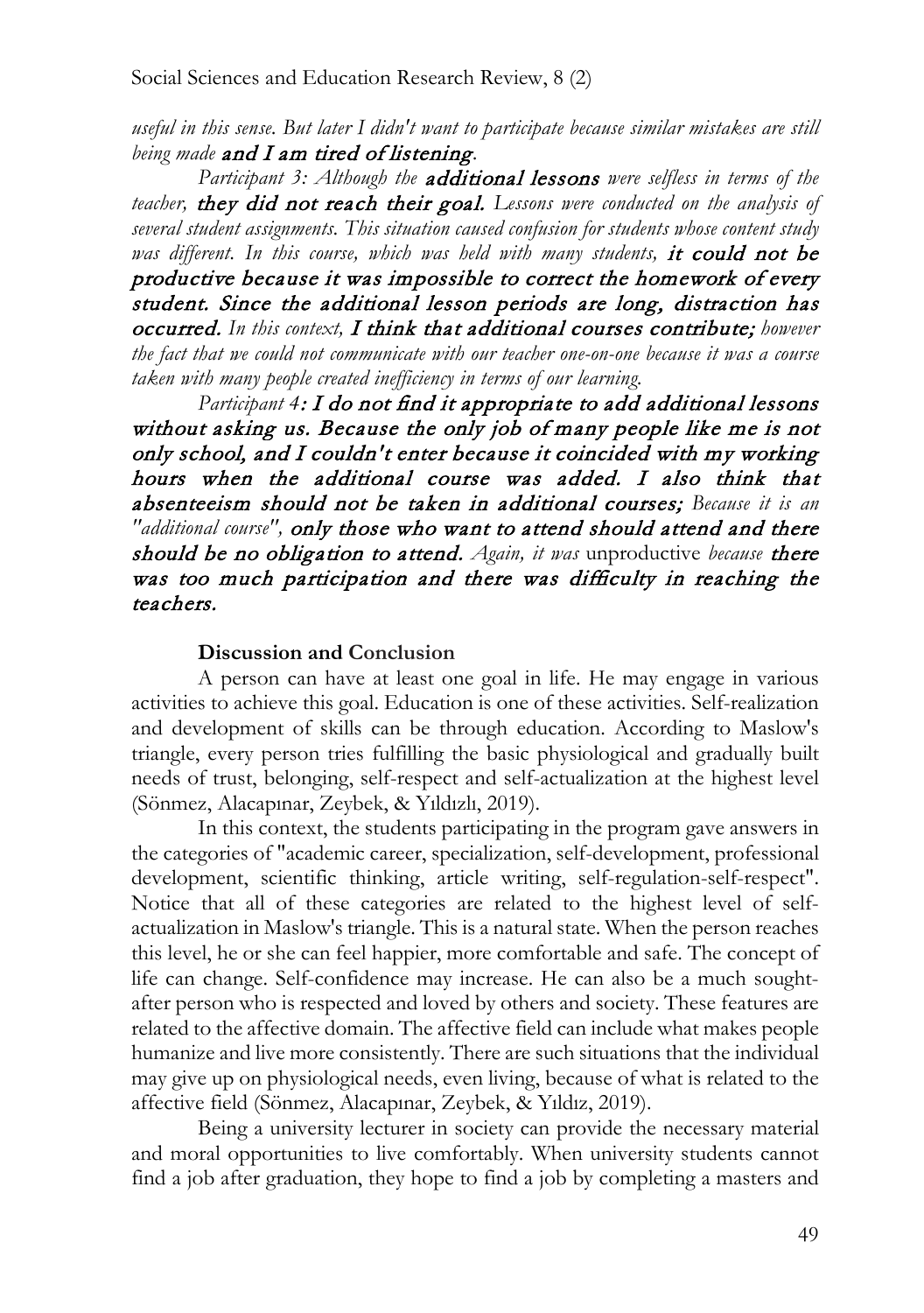*useful in this sense. But later I didn't want to participate because similar mistakes are still being made* ***and I am tired of listening.***

*Participant 3: Although the* ***additional lessons*** *were selfless in terms of the teacher,* ***they did not reach their goal.*** *Lessons were conducted on the analysis of several student assignments. This situation caused confusion for students whose content study was different. In this course, which was held with many students,* ***it could not be productive because it was impossible to correct the homework of every student. Since the additional lesson periods are long, distraction has occurred.*** *In this context,* ***I think that additional courses contribute;*** *however the fact that we could not communicate with our teacher one-on-one because it was a course taken with many people created inefficiency in terms of our learning.*

*Participant 4*: ***I do not find it appropriate to add additional lessons without asking us. Because the only job of many people like me is not only school, and I couldn't enter because it coincided with my working hours when the additional course was added. I also think that absenteeism should not be taken in additional courses;*** *Because it is an "additional course",* ***only those who want to attend should attend and there should be no obligation to attend.*** *Again, it was* unproductive *because* ***there was too much participation and there was difficulty in reaching the teachers.***

## Discussion and Conclusion

A person can have at least one goal in life. He may engage in various activities to achieve this goal. Education is one of these activities. Self-realization and development of skills can be through education. According to Maslow's triangle, every person tries fulfilling the basic physiological and gradually built needs of trust, belonging, self-respect and self-actualization at the highest level (Sönmez, Alacapınar, Zeybek, & Yıldızlı, 2019).

In this context, the students participating in the program gave answers in the categories of "academic career, specialization, self-development, professional development, scientific thinking, article writing, self-regulation-self-respect". Notice that all of these categories are related to the highest level of self-actualization in Maslow's triangle. This is a natural state. When the person reaches this level, he or she can feel happier, more comfortable and safe. The concept of life can change. Self-confidence may increase. He can also be a much sought-after person who is respected and loved by others and society. These features are related to the affective domain. The affective field can include what makes people humanize and live more consistently. There are such situations that the individual may give up on physiological needs, even living, because of what is related to the affective field (Sönmez, Alacapınar, Zeybek, & Yıldız, 2019).

Being a university lecturer in society can provide the necessary material and moral opportunities to live comfortably. When university students cannot find a job after graduation, they hope to find a job by completing a masters and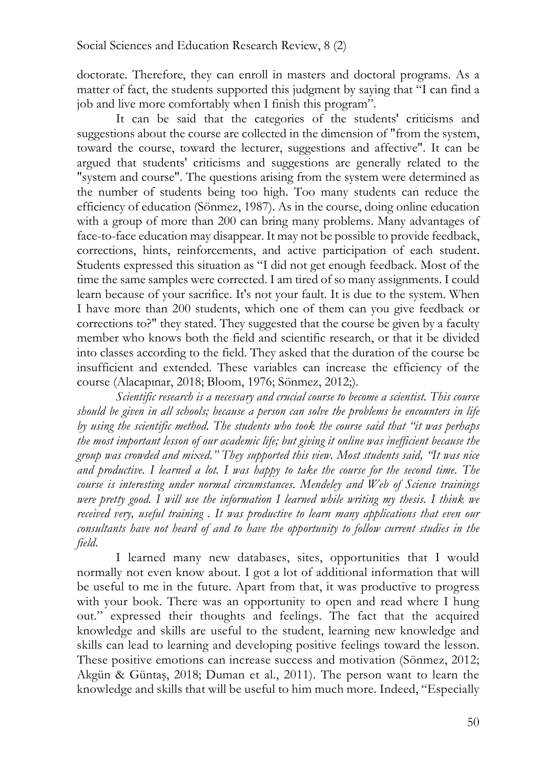doctorate. Therefore, they can enroll in masters and doctoral programs. As a matter of fact, the students supported this judgment by saying that "I can find a job and live more comfortably when I finish this program".

It can be said that the categories of the students' criticisms and suggestions about the course are collected in the dimension of "from the system, toward the course, toward the lecturer, suggestions and affective". It can be argued that students' criticisms and suggestions are generally related to the "system and course". The questions arising from the system were determined as the number of students being too high. Too many students can reduce the efficiency of education (Sönmez, 1987). As in the course, doing online education with a group of more than 200 can bring many problems. Many advantages of face-to-face education may disappear. It may not be possible to provide feedback, corrections, hints, reinforcements, and active participation of each student. Students expressed this situation as "I did not get enough feedback. Most of the time the same samples were corrected. I am tired of so many assignments. I could learn because of your sacrifice. It's not your fault. It is due to the system. When I have more than 200 students, which one of them can you give feedback or corrections to?" they stated. They suggested that the course be given by a faculty member who knows both the field and scientific research, or that it be divided into classes according to the field. They asked that the duration of the course be insufficient and extended. These variables can increase the efficiency of the course (Alacapınar, 2018; Bloom, 1976; Sönmez, 2012;).

*Scientific research is a necessary and crucial course to become a scientist. This course should be given in all schools; because a person can solve the problems he encounters in life by using the scientific method. The students who took the course said that "it was perhaps the most important lesson of our academic life; but giving it online was inefficient because the group was crowded and mixed." They supported this view. Most students said, "It was nice and productive. I learned a lot. I was happy to take the course for the second time. The course is interesting under normal circumstances. Mendeley and Web of Science trainings were pretty good. I will use the information I learned while writing my thesis. I think we received very, useful training . It was productive to learn many applications that even our consultants have not heard of and to have the opportunity to follow current studies in the field.*

I learned many new databases, sites, opportunities that I would normally not even know about. I got a lot of additional information that will be useful to me in the future. Apart from that, it was productive to progress with your book. There was an opportunity to open and read where I hung out." expressed their thoughts and feelings. The fact that the acquired knowledge and skills are useful to the student, learning new knowledge and skills can lead to learning and developing positive feelings toward the lesson. These positive emotions can increase success and motivation (Sönmez, 2012; Akgün & Güntaş, 2018; Duman et al., 2011). The person want to learn the knowledge and skills that will be useful to him much more. Indeed, "Especially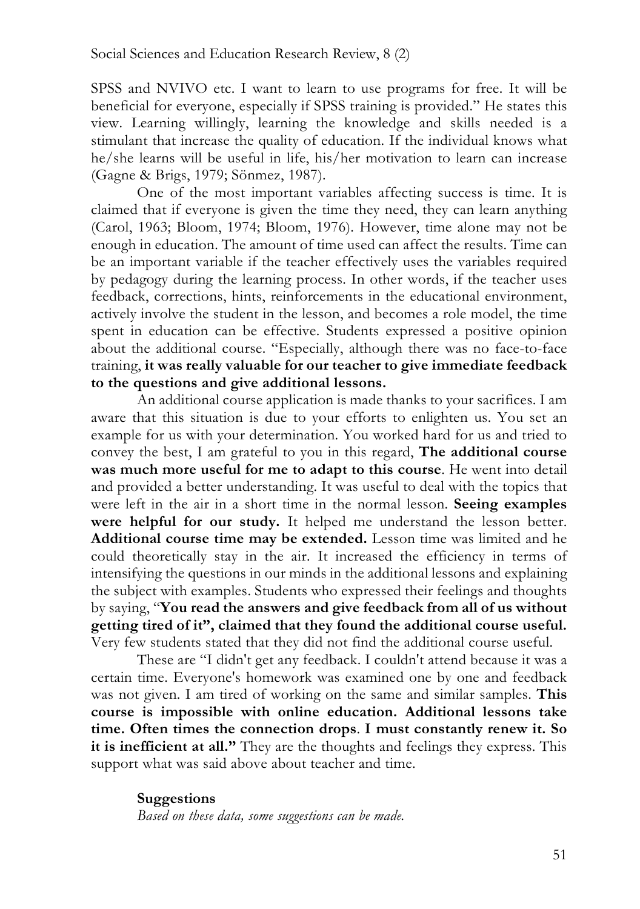SPSS and NVIVO etc. I want to learn to use programs for free. It will be beneficial for everyone, especially if SPSS training is provided." He states this view. Learning willingly, learning the knowledge and skills needed is a stimulant that increase the quality of education. If the individual knows what he/she learns will be useful in life, his/her motivation to learn can increase (Gagne & Brigs, 1979; Sönmez, 1987).

One of the most important variables affecting success is time. It is claimed that if everyone is given the time they need, they can learn anything (Carol, 1963; Bloom, 1974; Bloom, 1976). However, time alone may not be enough in education. The amount of time used can affect the results. Time can be an important variable if the teacher effectively uses the variables required by pedagogy during the learning process. In other words, if the teacher uses feedback, corrections, hints, reinforcements in the educational environment, actively involve the student in the lesson, and becomes a role model, the time spent in education can be effective. Students expressed a positive opinion about the additional course. "Especially, although there was no face-to-face training, **it was really valuable for our teacher to give immediate feedback to the questions and give additional lessons.**

An additional course application is made thanks to your sacrifices. I am aware that this situation is due to your efforts to enlighten us. You set an example for us with your determination. You worked hard for us and tried to convey the best, I am grateful to you in this regard, **The additional course was much more useful for me to adapt to this course**. He went into detail and provided a better understanding. It was useful to deal with the topics that were left in the air in a short time in the normal lesson. **Seeing examples were helpful for our study.** It helped me understand the lesson better. **Additional course time may be extended.** Lesson time was limited and he could theoretically stay in the air. It increased the efficiency in terms of intensifying the questions in our minds in the additional lessons and explaining the subject with examples. Students who expressed their feelings and thoughts by saying, "**You read the answers and give feedback from all of us without getting tired of it", claimed that they found the additional course useful.** Very few students stated that they did not find the additional course useful.

These are "I didn't get any feedback. I couldn't attend because it was a certain time. Everyone's homework was examined one by one and feedback was not given. I am tired of working on the same and similar samples. **This course is impossible with online education. Additional lessons take time. Often times the connection drops**. **I must constantly renew it. So it is inefficient at all."** They are the thoughts and feelings they express. This support what was said above about teacher and time.

### Suggestions

*Based on these data, some suggestions can be made.*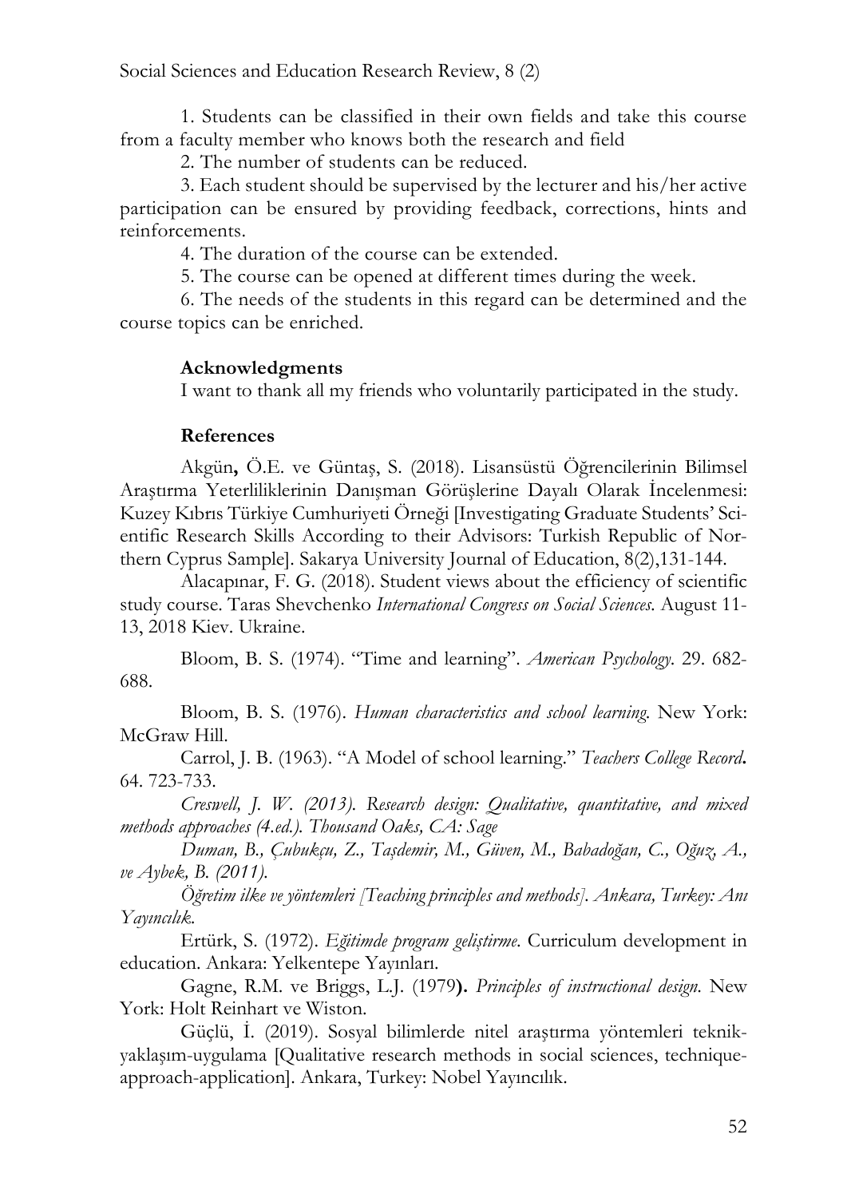1. Students can be classified in their own fields and take this course from a faculty member who knows both the research and field
2. The number of students can be reduced.
3. Each student should be supervised by the lecturer and his/her active participation can be ensured by providing feedback, corrections, hints and reinforcements.
4. The duration of the course can be extended.
5. The course can be opened at different times during the week.
6. The needs of the students in this regard can be determined and the course topics can be enriched.

### Acknowledgments

I want to thank all my friends who voluntarily participated in the study.

### References

Akgün**,** Ö.E. ve Güntaş, S. (2018). Lisansüstü Öğrencilerinin Bilimsel Araştırma Yeterliliklerinin Danışman Görüşlerine Dayalı Olarak İncelenmesi: Kuzey Kıbrıs Türkiye Cumhuriyeti Örneği [Investigating Graduate Students' Scientific Research Skills According to their Advisors: Turkish Republic of Northern Cyprus Sample]. Sakarya University Journal of Education, 8(2),131-144.

Alacapınar, F. G. (2018). Student views about the efficiency of scientific study course. Taras Shevchenko *International Congress on Social Sciences.* August 11-13, 2018 Kiev. Ukraine.

Bloom, B. S. (1974). "Time and learning". *American Psychology*. 29. 682-688.

Bloom, B. S. (1976). *Human characteristics and school learning.* New York: McGraw Hill.

Carrol, J. B. (1963). "A Model of school learning." *Teachers College Record***.** 64. 723-733.

*Creswell, J. W. (2013). Research design: Qualitative, quantitative, and mixed methods approaches (4.ed.). Thousand Oaks, CA: Sage*

*Duman, B., Çubukçu, Z., Taşdemir, M., Güven, M., Babadoğan, C., Oğuz, A., ve Aybek, B. (2011).*

*Öğretim ilke ve yöntemleri [Teaching principles and methods]. Ankara, Turkey: Anı Yayıncılık.*

Ertürk, S. (1972). *Eğitimde program geliştirme*. Curriculum development in education. Ankara: Yelkentepe Yayınları.

Gagne, R.M. ve Briggs, L.J. (1979**).** *Principles of instructional design*. New York: Holt Reinhart ve Wiston.

Güçlü, İ. (2019). Sosyal bilimlerde nitel araştırma yöntemleri teknik-yaklaşım-uygulama [Qualitative research methods in social sciences, technique-approach-application]. Ankara, Turkey: Nobel Yayıncılık.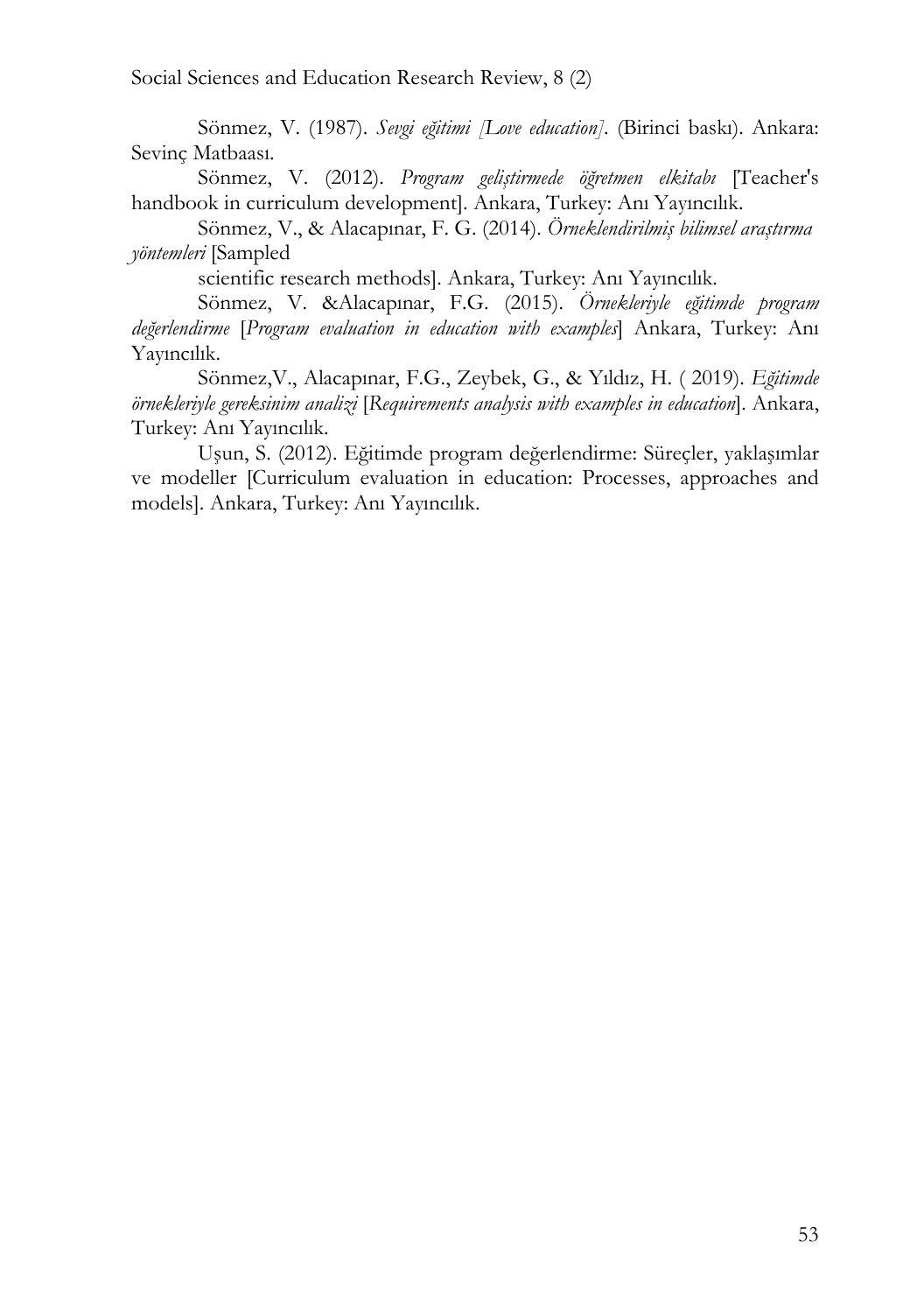Sönmez, V. (1987). *Sevgi eğitimi [Love education]*. (Birinci baskı). Ankara: Sevinç Matbaası.

Sönmez, V. (2012). *Program geliştirmede öğretmen elkitabı* [Teacher's handbook in curriculum development]. Ankara, Turkey: Anı Yayıncılık.

Sönmez, V., & Alacapınar, F. G. (2014). *Örneklendirilmiş bilimsel araştırma yöntemleri* [Sampled scientific research methods]. Ankara, Turkey: Anı Yayıncılık.

Sönmez, V. &Alacapınar, F.G. (2015). *Örnekleriyle eğitimde program değerlendirme* [*Program evaluation in education with examples*] Ankara, Turkey: Anı Yayıncılık.

Sönmez,V., Alacapınar, F.G., Zeybek, G., & Yıldız, H. ( 2019). *Eğitimde örnekleriyle gereksinim analizi* [*Requirements analysis with examples in education*]. Ankara, Turkey: Anı Yayıncılık.

Uşun, S. (2012). Eğitimde program değerlendirme: Süreçler, yaklaşımlar ve modeller [Curriculum evaluation in education: Processes, approaches and models]. Ankara, Turkey: Anı Yayıncılık.